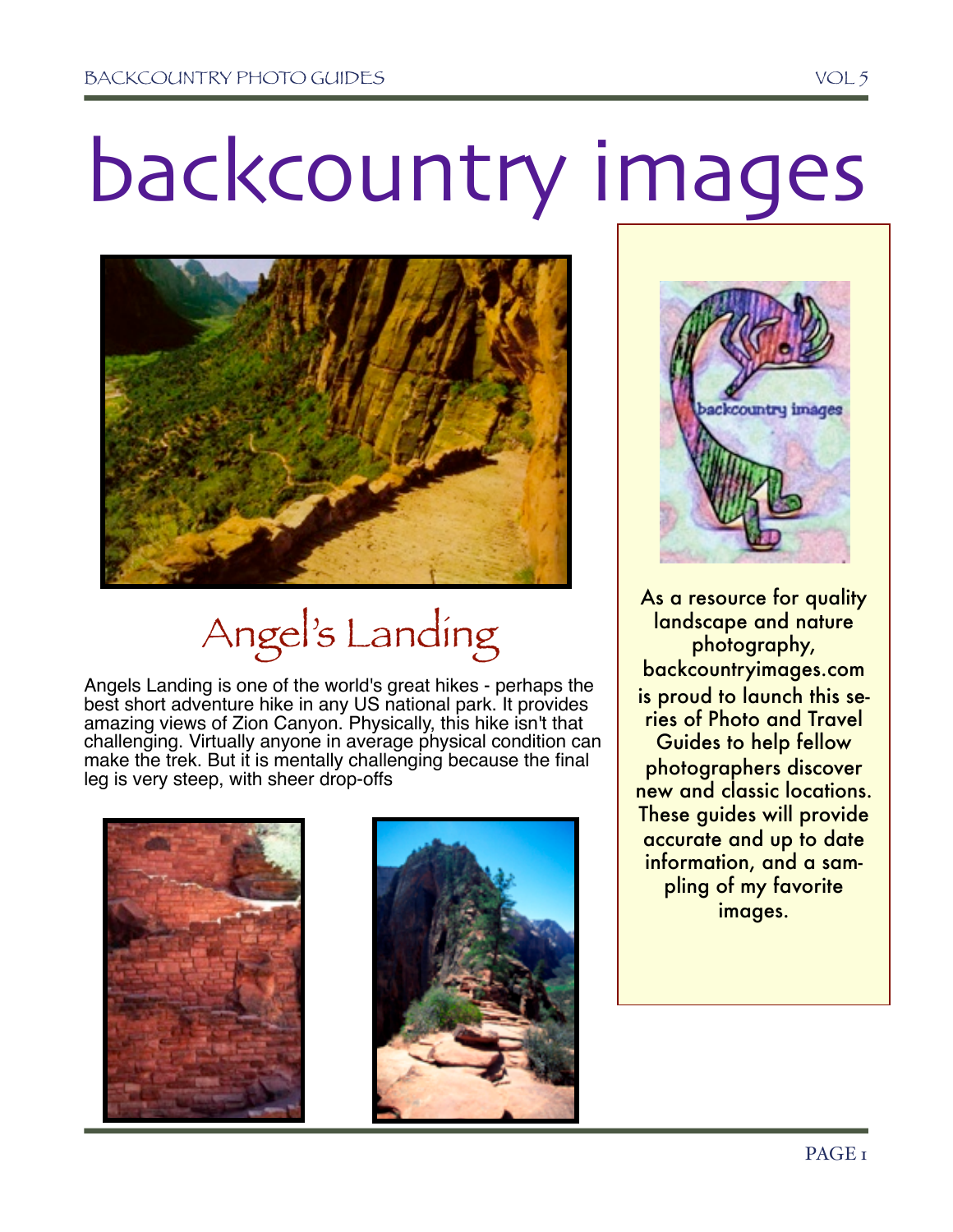# backcountry images

## Angel's Landing

Angels Landing is one of the world's great hikes - perhaps the best short adventure hike in any US national park. It provides amazing views of Zion Canyon. Physically, this hike isn't that challenging. Virtually anyone in average physical condition can make the trek. But it is mentally challenging because the final leg is very steep, with sheer drop-offs

As a resource for quality landscape and nature photography, backcountryimages.com is proud to launch this series of Photo and Travel Guides to help fellow photographers discover new and classic locations. These guides will provide accurate and up to date information, and a sampling of my favorite images.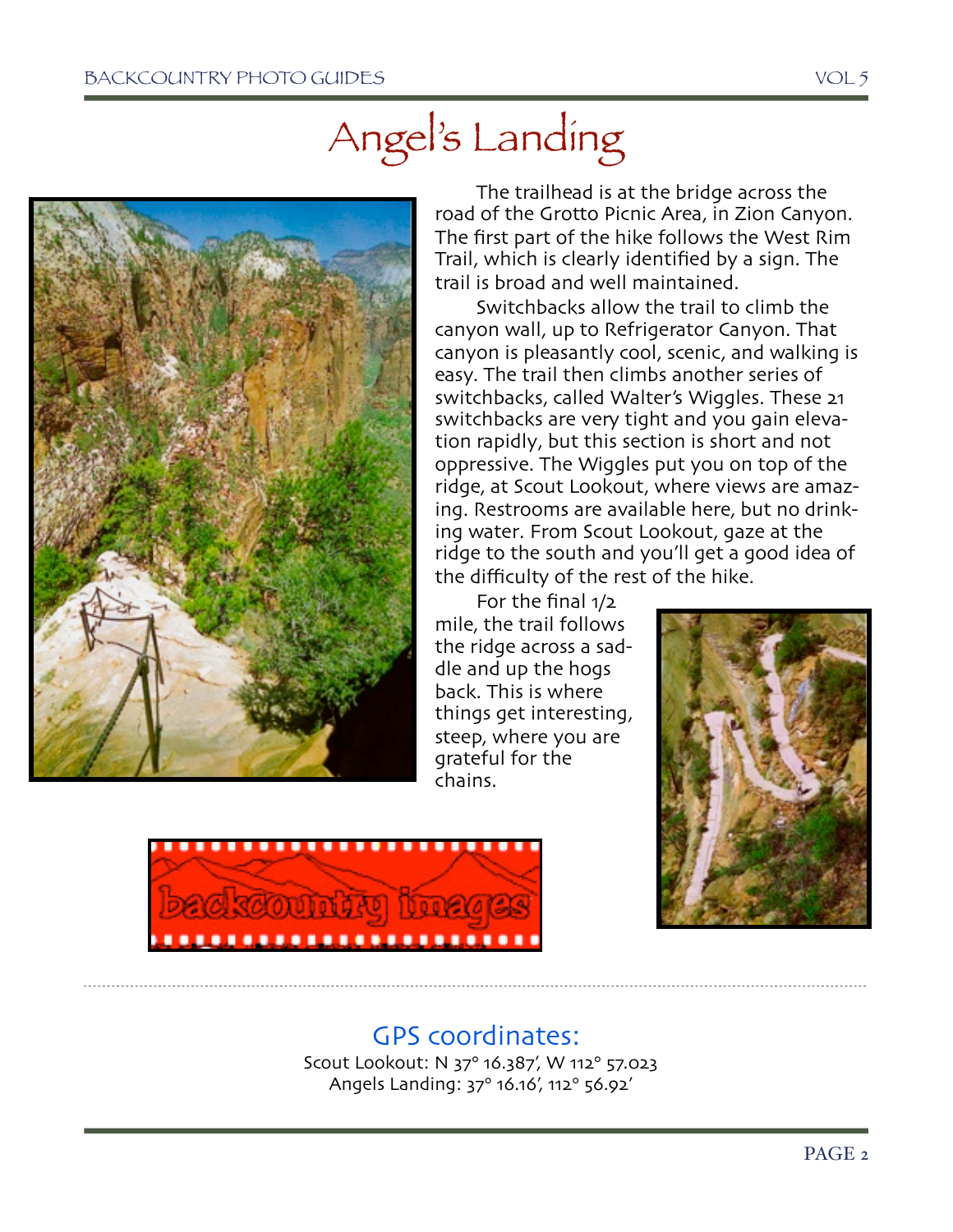# Angel's Landing

The trailhead is at the bridge across the road of the Grotto Picnic Area, in Zion Canyon. The first part of the hike follows the West Rim Trail, which is clearly identified by a sign. The trail is broad and well maintained.

Switchbacks allow the trail to climb the canyon wall, up to Refrigerator Canyon. That canyon is pleasantly cool, scenic, and walking is easy. The trail then climbs another series of switchbacks, called Walter's Wiggles. These 21 switchbacks are very tight and you gain elevation rapidly, but this section is short and not oppressive. The Wiggles put you on top of the ridge, at Scout Lookout, where views are amazing. Restrooms are available here, but no drinking water. From Scout Lookout, gaze at the ridge to the south and you'll get a good idea of the difficulty of the rest of the hike.

For the final 1/2 mile, the trail follows the ridge across a saddle and up the hogs back. This is where things get interesting, steep, where you are grateful for the chains.

backcountry images

## GPS coordinates:

Scout Lookout: N 37° 16.387', W 112° 57.023
Angels Landing: 37° 16.16', 112° 56.92'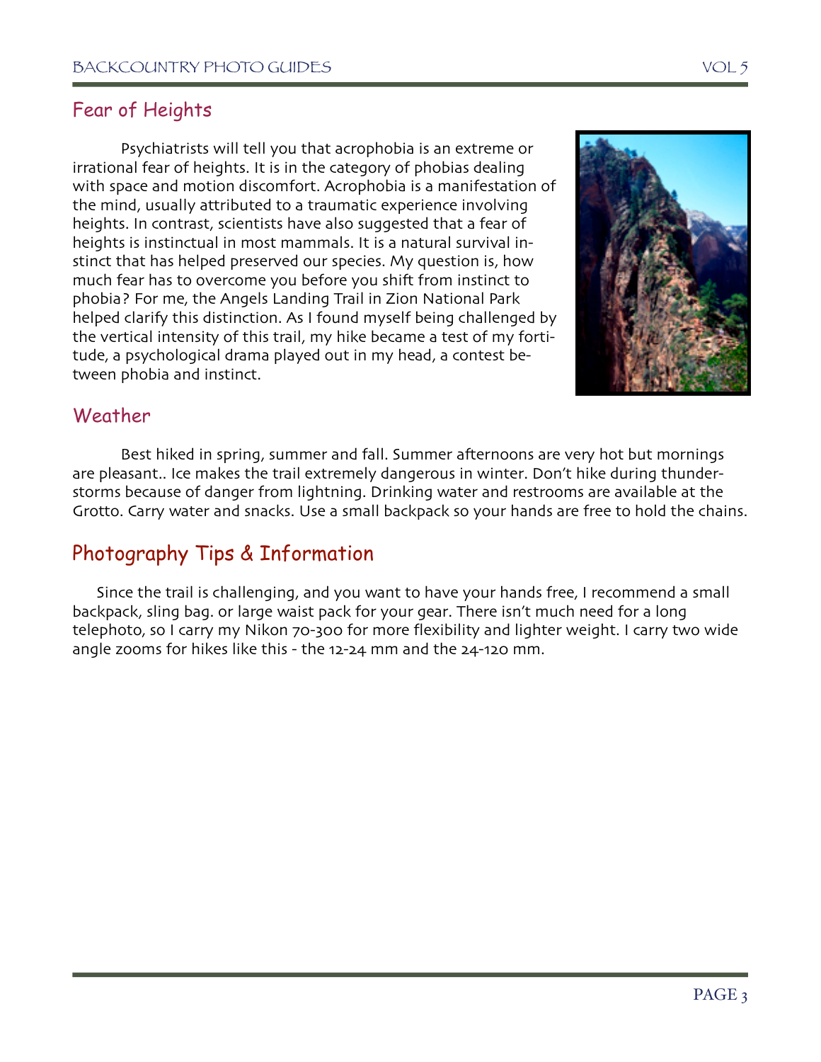## Fear of Heights

Psychiatrists will tell you that acrophobia is an extreme or irrational fear of heights. It is in the category of phobias dealing with space and motion discomfort. Acrophobia is a manifestation of the mind, usually attributed to a traumatic experience involving heights. In contrast, scientists have also suggested that a fear of heights is instinctual in most mammals. It is a natural survival instinct that has helped preserved our species. My question is, how much fear has to overcome you before you shift from instinct to phobia? For me, the Angels Landing Trail in Zion National Park helped clarify this distinction. As I found myself being challenged by the vertical intensity of this trail, my hike became a test of my fortitude, a psychological drama played out in my head, a contest between phobia and instinct.

## Weather

Best hiked in spring, summer and fall. Summer afternoons are very hot but mornings are pleasant.. Ice makes the trail extremely dangerous in winter. Don't hike during thunderstorms because of danger from lightning. Drinking water and restrooms are available at the Grotto. Carry water and snacks. Use a small backpack so your hands are free to hold the chains.

## Photography Tips & Information

Since the trail is challenging, and you want to have your hands free, I recommend a small backpack, sling bag. or large waist pack for your gear. There isn't much need for a long telephoto, so I carry my Nikon 70-300 for more flexibility and lighter weight. I carry two wide angle zooms for hikes like this - the 12-24 mm and the 24-120 mm.